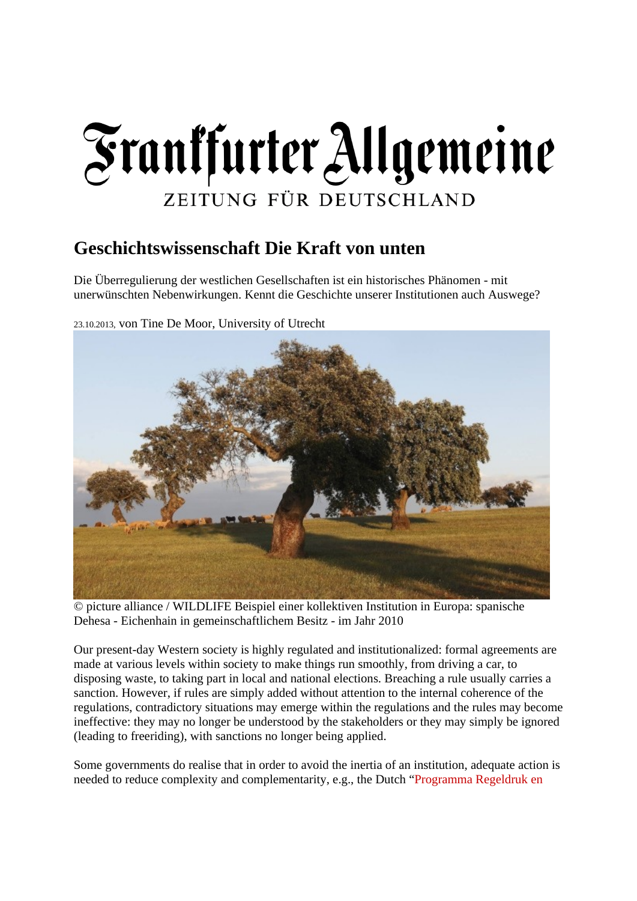# Frankfurter Allgemeine

ZEITUNG FÜR DEUTSCHLAND

## Geschichtswissenschaft Die Kraft von unten

Die Überregulierung der westlichen Gesellschaften ist ein historisches Phänomen - mit unerwünschten Nebenwirkungen. Kennt die Geschichte unserer Institutionen auch Auswege?

23.10.2013, von Tine De Moor, University of Utrecht

© picture alliance / WILDLIFE Beispiel einer kollektiven Institution in Europa: spanische Dehesa - Eichenhain in gemeinschaftlichem Besitz - im Jahr 2010

Our present-day Western society is highly regulated and institutionalized: formal agreements are made at various levels within society to make things run smoothly, from driving a car, to disposing waste, to taking part in local and national elections. Breaching a rule usually carries a sanction. However, if rules are simply added without attention to the internal coherence of the regulations, contradictory situations may emerge within the regulations and the rules may become ineffective: they may no longer be understood by the stakeholders or they may simply be ignored (leading to freeriding), with sanctions no longer being applied.

Some governments do realise that in order to avoid the inertia of an institution, adequate action is needed to reduce complexity and complementarity, e.g., the Dutch "Programma Regeldruk en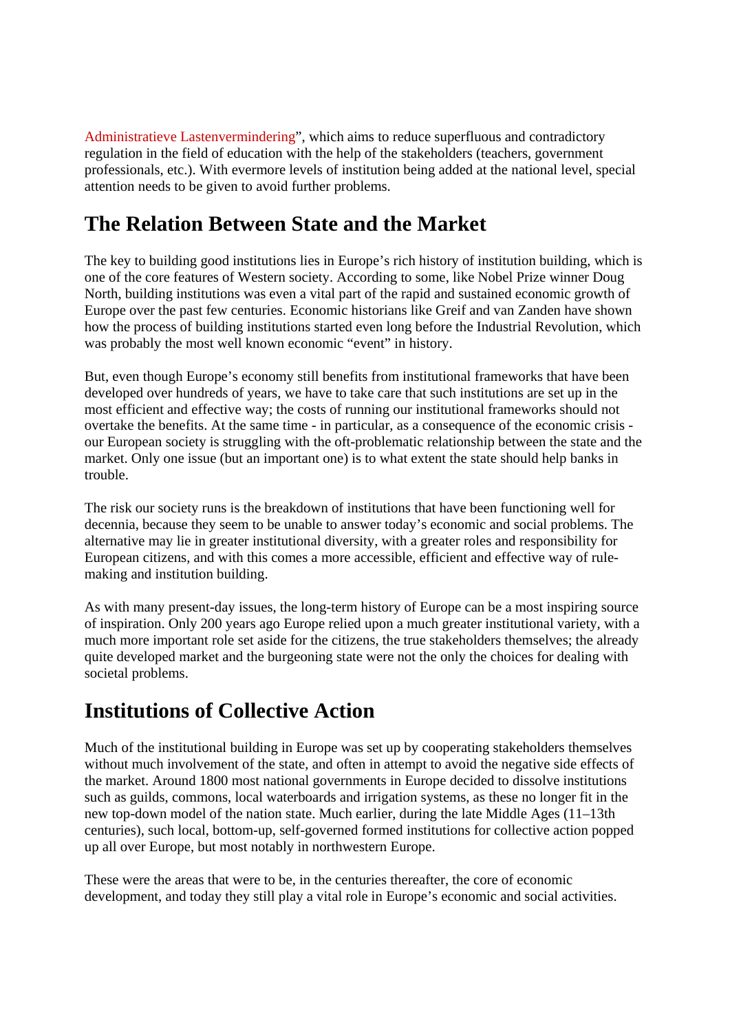Administratieve Lastenvermindering", which aims to reduce superfluous and contradictory regulation in the field of education with the help of the stakeholders (teachers, government professionals, etc.). With evermore levels of institution being added at the national level, special attention needs to be given to avoid further problems.

## The Relation Between State and the Market

The key to building good institutions lies in Europe's rich history of institution building, which is one of the core features of Western society. According to some, like Nobel Prize winner Doug North, building institutions was even a vital part of the rapid and sustained economic growth of Europe over the past few centuries. Economic historians like Greif and van Zanden have shown how the process of building institutions started even long before the Industrial Revolution, which was probably the most well known economic "event" in history.

But, even though Europe's economy still benefits from institutional frameworks that have been developed over hundreds of years, we have to take care that such institutions are set up in the most efficient and effective way; the costs of running our institutional frameworks should not overtake the benefits. At the same time - in particular, as a consequence of the economic crisis - our European society is struggling with the oft-problematic relationship between the state and the market. Only one issue (but an important one) is to what extent the state should help banks in trouble.

The risk our society runs is the breakdown of institutions that have been functioning well for decennia, because they seem to be unable to answer today's economic and social problems. The alternative may lie in greater institutional diversity, with a greater roles and responsibility for European citizens, and with this comes a more accessible, efficient and effective way of rule-making and institution building.

As with many present-day issues, the long-term history of Europe can be a most inspiring source of inspiration. Only 200 years ago Europe relied upon a much greater institutional variety, with a much more important role set aside for the citizens, the true stakeholders themselves; the already quite developed market and the burgeoning state were not the only the choices for dealing with societal problems.

## Institutions of Collective Action

Much of the institutional building in Europe was set up by cooperating stakeholders themselves without much involvement of the state, and often in attempt to avoid the negative side effects of the market. Around 1800 most national governments in Europe decided to dissolve institutions such as guilds, commons, local waterboards and irrigation systems, as these no longer fit in the new top-down model of the nation state. Much earlier, during the late Middle Ages (11–13th centuries), such local, bottom-up, self-governed formed institutions for collective action popped up all over Europe, but most notably in northwestern Europe.

These were the areas that were to be, in the centuries thereafter, the core of economic development, and today they still play a vital role in Europe's economic and social activities.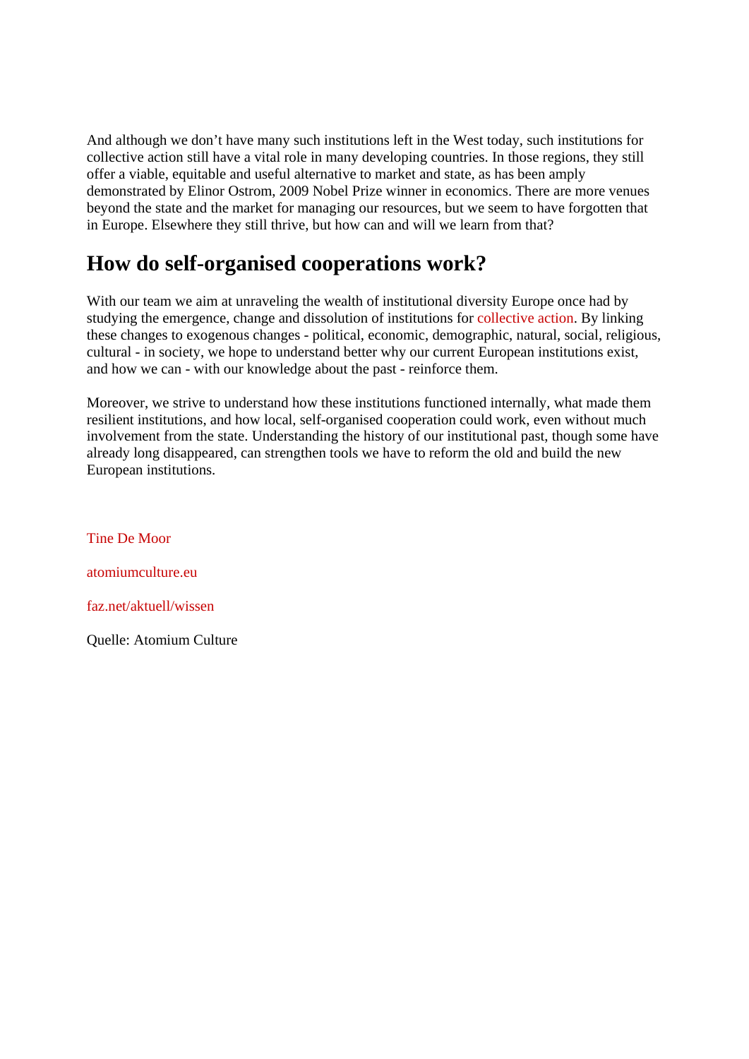And although we don't have many such institutions left in the West today, such institutions for collective action still have a vital role in many developing countries. In those regions, they still offer a viable, equitable and useful alternative to market and state, as has been amply demonstrated by Elinor Ostrom, 2009 Nobel Prize winner in economics. There are more venues beyond the state and the market for managing our resources, but we seem to have forgotten that in Europe. Elsewhere they still thrive, but how can and will we learn from that?

## How do self-organised cooperations work?

With our team we aim at unraveling the wealth of institutional diversity Europe once had by studying the emergence, change and dissolution of institutions for collective action. By linking these changes to exogenous changes - political, economic, demographic, natural, social, religious, cultural - in society, we hope to understand better why our current European institutions exist, and how we can - with our knowledge about the past - reinforce them.

Moreover, we strive to understand how these institutions functioned internally, what made them resilient institutions, and how local, self-organised cooperation could work, even without much involvement from the state. Understanding the history of our institutional past, though some have already long disappeared, can strengthen tools we have to reform the old and build the new European institutions.

Tine De Moor

atomiumculture.eu

faz.net/aktuell/wissen

Quelle: Atomium Culture